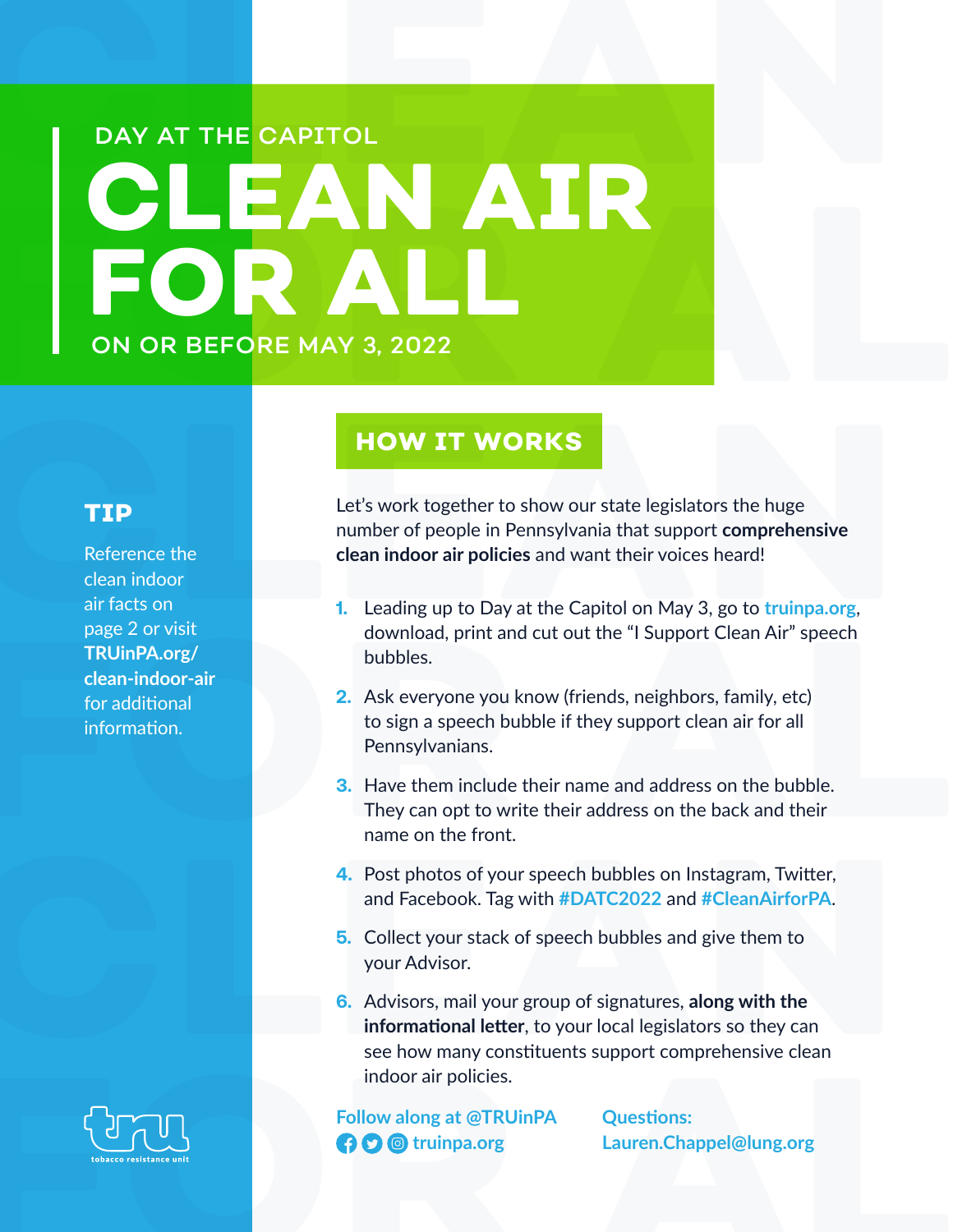DAY AT THE CAPITOL

# CLEAN AIR FOR ALL

ON OR BEFORE MAY 3, 2022

## HOW IT WORKS

Let's work together to show our state legislators the huge number of people in Pennsylvania that support **comprehensive clean indoor air policies** and want their voices heard!

1. Leading up to Day at the Capitol on May 3, go to truinpa.org, download, print and cut out the "I Support Clean Air" speech bubbles.
2. Ask everyone you know (friends, neighbors, family, etc) to sign a speech bubble if they support clean air for all Pennsylvanians.
3. Have them include their name and address on the bubble. They can opt to write their address on the back and their name on the front.
4. Post photos of your speech bubbles on Instagram, Twitter, and Facebook. Tag with #DATC2022 and #CleanAirforPA.
5. Collect your stack of speech bubbles and give them to your Advisor.
6. Advisors, mail your group of signatures, **along with the informational letter**, to your local legislators so they can see how many constituents support comprehensive clean indoor air policies.

### TIP

Reference the clean indoor air facts on page 2 or visit **TRUinPA.org/clean-indoor-air** for additional information.

Follow along at @TRUinPA
truinpa.org

Questions:
Lauren.Chappel@lung.org

tru
tobacco resistance unit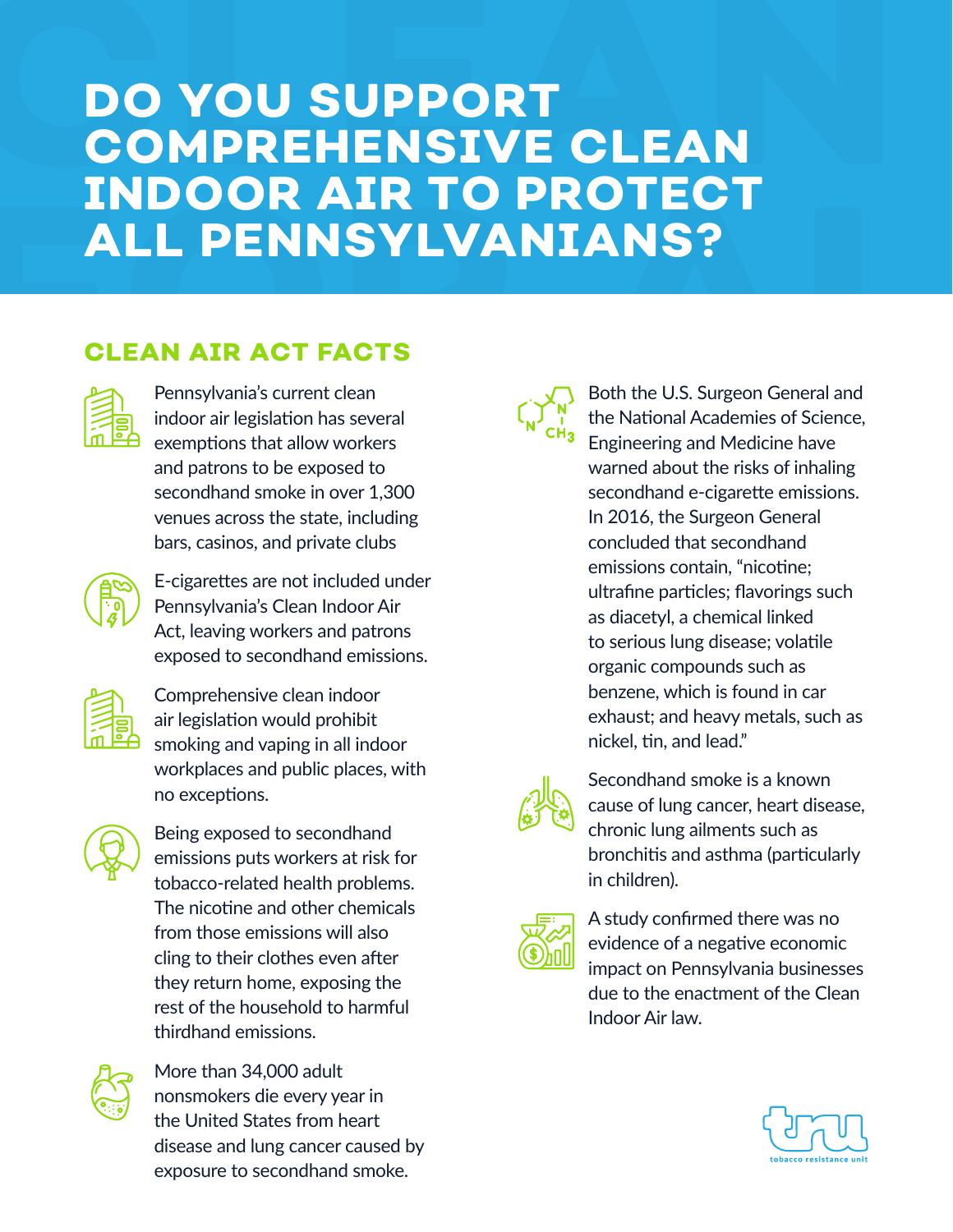# DO YOU SUPPORT COMPREHENSIVE CLEAN INDOOR AIR TO PROTECT ALL PENNSYLVANIANS?

## CLEAN AIR ACT FACTS

Pennsylvania's current clean indoor air legislation has several exemptions that allow workers and patrons to be exposed to secondhand smoke in over 1,300 venues across the state, including bars, casinos, and private clubs

E-cigarettes are not included under Pennsylvania's Clean Indoor Air Act, leaving workers and patrons exposed to secondhand emissions.

Comprehensive clean indoor air legislation would prohibit smoking and vaping in all indoor workplaces and public places, with no exceptions.

Being exposed to secondhand emissions puts workers at risk for tobacco-related health problems. The nicotine and other chemicals from those emissions will also cling to their clothes even after they return home, exposing the rest of the household to harmful thirdhand emissions.

More than 34,000 adult nonsmokers die every year in the United States from heart disease and lung cancer caused by exposure to secondhand smoke.

Both the U.S. Surgeon General and the National Academies of Science, Engineering and Medicine have warned about the risks of inhaling secondhand e-cigarette emissions. In 2016, the Surgeon General concluded that secondhand emissions contain, "nicotine; ultrafine particles; flavorings such as diacetyl, a chemical linked to serious lung disease; volatile organic compounds such as benzene, which is found in car exhaust; and heavy metals, such as nickel, tin, and lead."

Secondhand smoke is a known cause of lung cancer, heart disease, chronic lung ailments such as bronchitis and asthma (particularly in children).

A study confirmed there was no evidence of a negative economic impact on Pennsylvania businesses due to the enactment of the Clean Indoor Air law.

tru tobacco resistance unit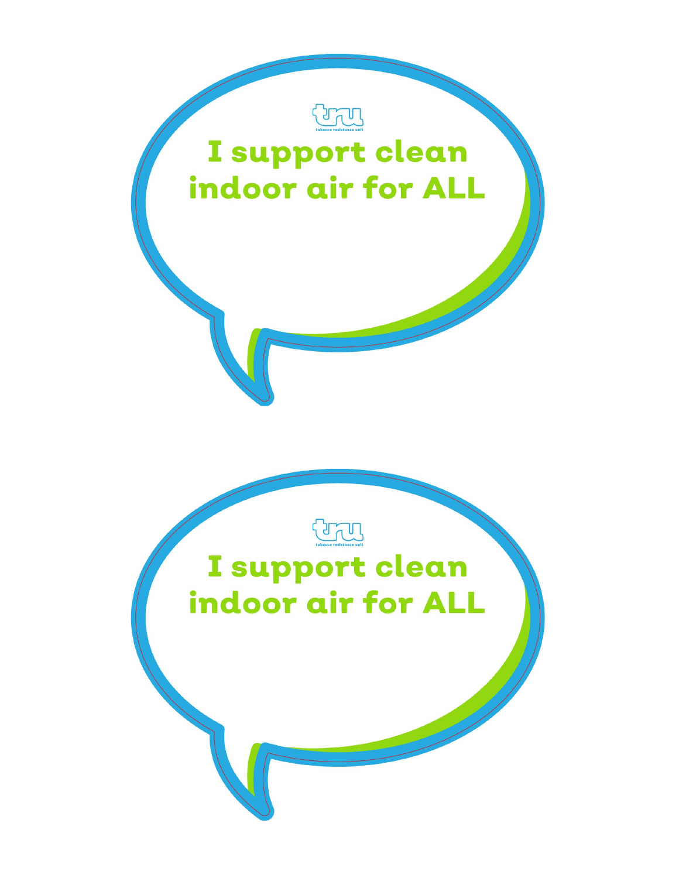tru

tobacco resistance unit

I support clean indoor air for ALL

tru

tobacco resistance unit

I support clean indoor air for ALL